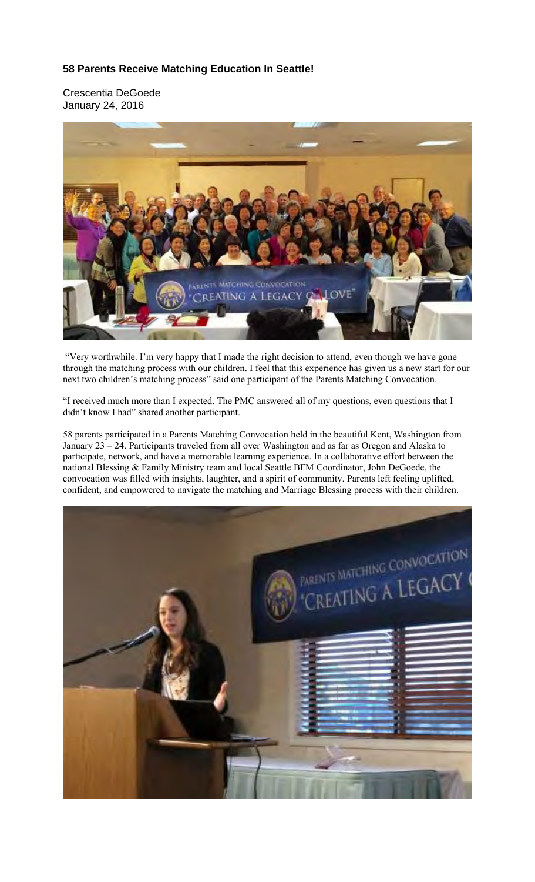**58 Parents Receive Matching Education In Seattle!**

Crescentia DeGoede
January 24, 2016

"Very worthwhile. I'm very happy that I made the right decision to attend, even though we have gone through the matching process with our children. I feel that this experience has given us a new start for our next two children's matching process" said one participant of the Parents Matching Convocation.

"I received much more than I expected. The PMC answered all of my questions, even questions that I didn't know I had" shared another participant.

58 parents participated in a Parents Matching Convocation held in the beautiful Kent, Washington from January 23 – 24. Participants traveled from all over Washington and as far as Oregon and Alaska to participate, network, and have a memorable learning experience. In a collaborative effort between the national Blessing & Family Ministry team and local Seattle BFM Coordinator, John DeGoede, the convocation was filled with insights, laughter, and a spirit of community. Parents left feeling uplifted, confident, and empowered to navigate the matching and Marriage Blessing process with their children.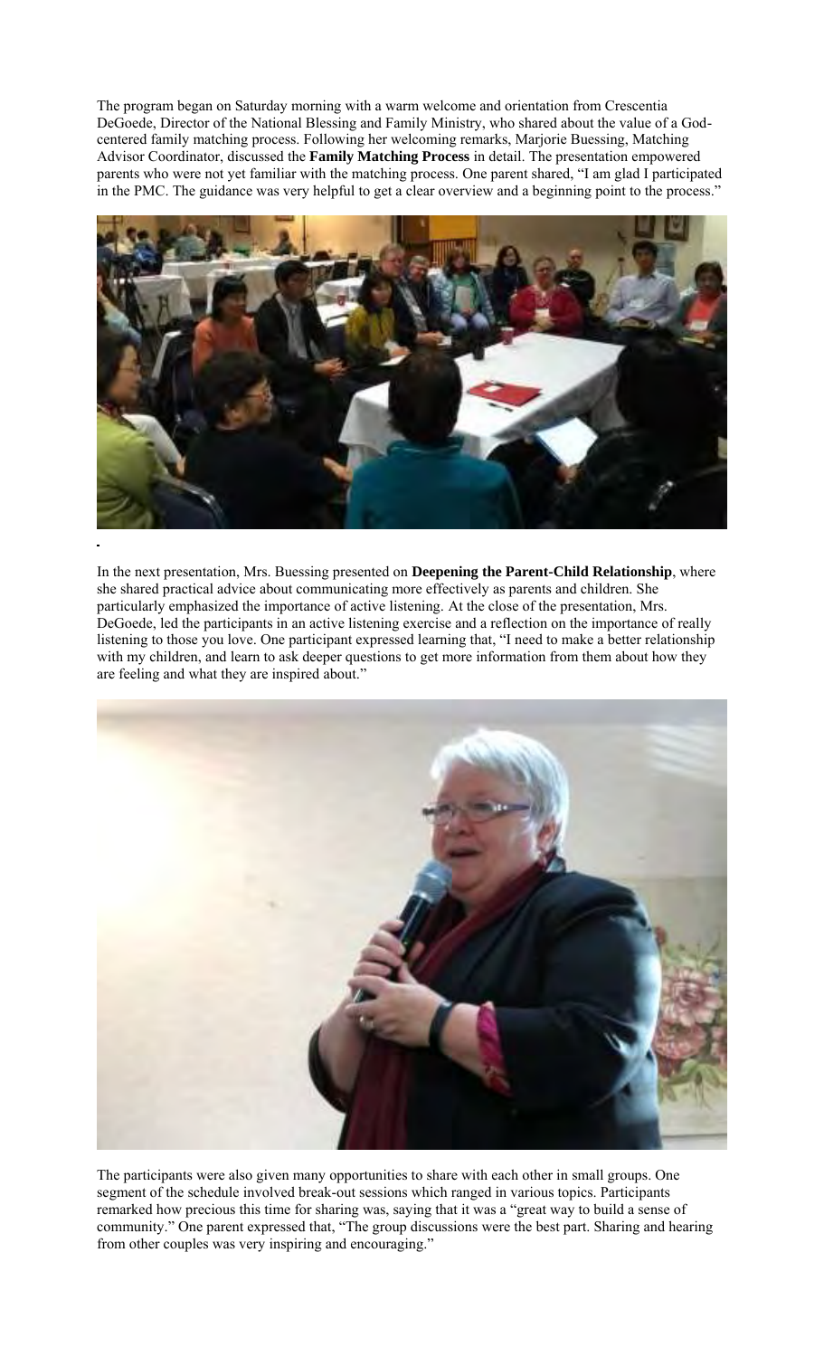The program began on Saturday morning with a warm welcome and orientation from Crescentia DeGoede, Director of the National Blessing and Family Ministry, who shared about the value of a God-centered family matching process. Following her welcoming remarks, Marjorie Buessing, Matching Advisor Coordinator, discussed the **Family Matching Process** in detail. The presentation empowered parents who were not yet familiar with the matching process. One parent shared, "I am glad I participated in the PMC. The guidance was very helpful to get a clear overview and a beginning point to the process."

In the next presentation, Mrs. Buessing presented on **Deepening the Parent-Child Relationship**, where she shared practical advice about communicating more effectively as parents and children. She particularly emphasized the importance of active listening. At the close of the presentation, Mrs. DeGoede, led the participants in an active listening exercise and a reflection on the importance of really listening to those you love. One participant expressed learning that, "I need to make a better relationship with my children, and learn to ask deeper questions to get more information from them about how they are feeling and what they are inspired about."

The participants were also given many opportunities to share with each other in small groups. One segment of the schedule involved break-out sessions which ranged in various topics. Participants remarked how precious this time for sharing was, saying that it was a "great way to build a sense of community." One parent expressed that, "The group discussions were the best part. Sharing and hearing from other couples was very inspiring and encouraging."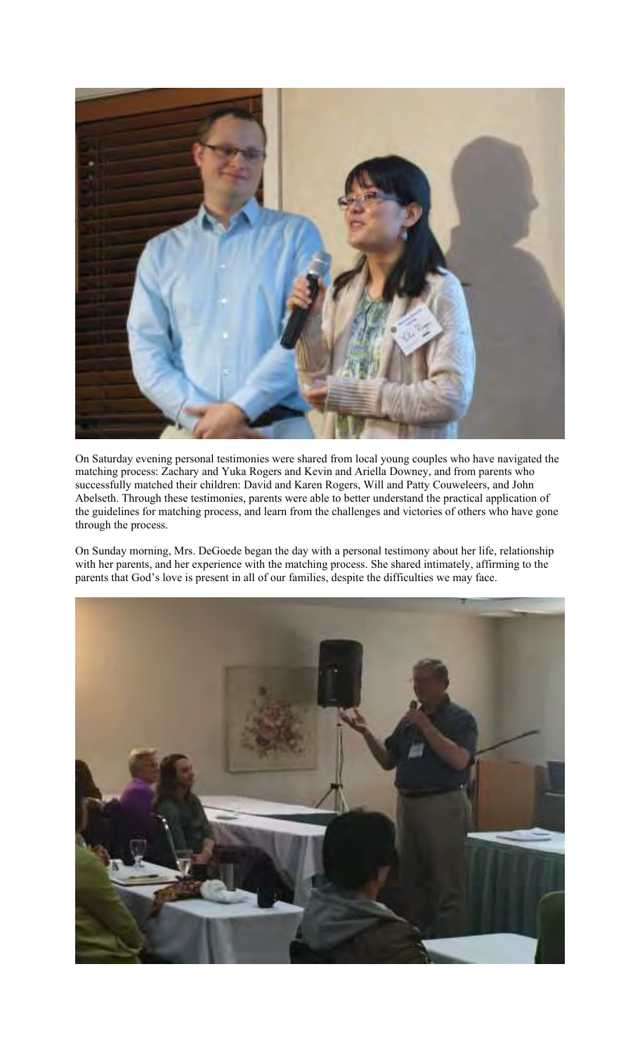On Saturday evening personal testimonies were shared from local young couples who have navigated the matching process: Zachary and Yuka Rogers and Kevin and Ariella Downey, and from parents who successfully matched their children: David and Karen Rogers, Will and Patty Couweleers, and John Abelseth. Through these testimonies, parents were able to better understand the practical application of the guidelines for matching process, and learn from the challenges and victories of others who have gone through the process.

On Sunday morning, Mrs. DeGoede began the day with a personal testimony about her life, relationship with her parents, and her experience with the matching process. She shared intimately, affirming to the parents that God's love is present in all of our families, despite the difficulties we may face.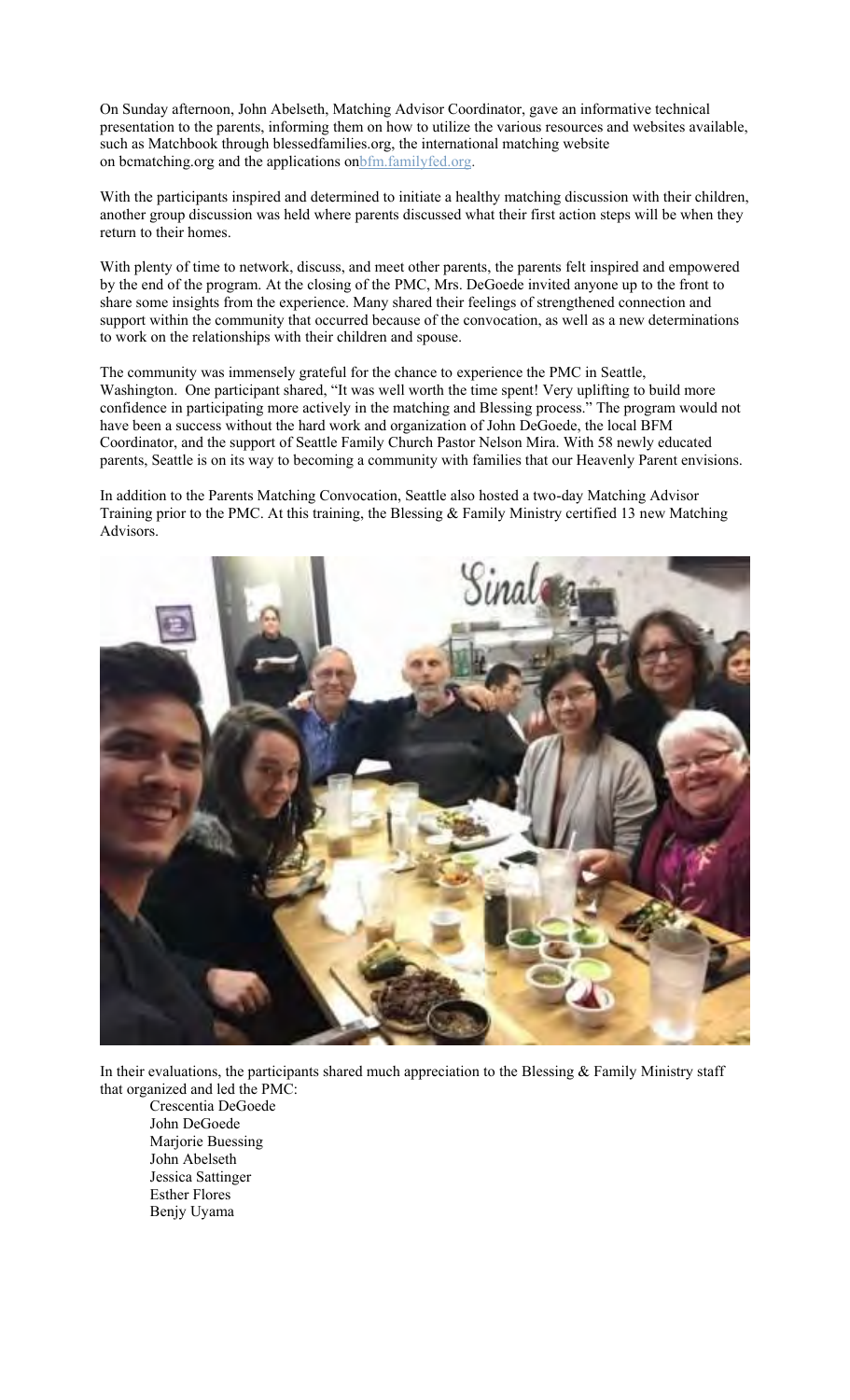On Sunday afternoon, John Abelseth, Matching Advisor Coordinator, gave an informative technical presentation to the parents, informing them on how to utilize the various resources and websites available, such as Matchbook through blessedfamilies.org, the international matching website on bcmatching.org and the applications onbfm.familyfed.org.

With the participants inspired and determined to initiate a healthy matching discussion with their children, another group discussion was held where parents discussed what their first action steps will be when they return to their homes.

With plenty of time to network, discuss, and meet other parents, the parents felt inspired and empowered by the end of the program. At the closing of the PMC, Mrs. DeGoede invited anyone up to the front to share some insights from the experience. Many shared their feelings of strengthened connection and support within the community that occurred because of the convocation, as well as a new determinations to work on the relationships with their children and spouse.

The community was immensely grateful for the chance to experience the PMC in Seattle, Washington. One participant shared, "It was well worth the time spent! Very uplifting to build more confidence in participating more actively in the matching and Blessing process." The program would not have been a success without the hard work and organization of John DeGoede, the local BFM Coordinator, and the support of Seattle Family Church Pastor Nelson Mira. With 58 newly educated parents, Seattle is on its way to becoming a community with families that our Heavenly Parent envisions.

In addition to the Parents Matching Convocation, Seattle also hosted a two-day Matching Advisor Training prior to the PMC. At this training, the Blessing & Family Ministry certified 13 new Matching Advisors.

In their evaluations, the participants shared much appreciation to the Blessing & Family Ministry staff that organized and led the PMC:

Crescentia DeGoede
John DeGoede
Marjorie Buessing
John Abelseth
Jessica Sattinger
Esther Flores
Benjy Uyama